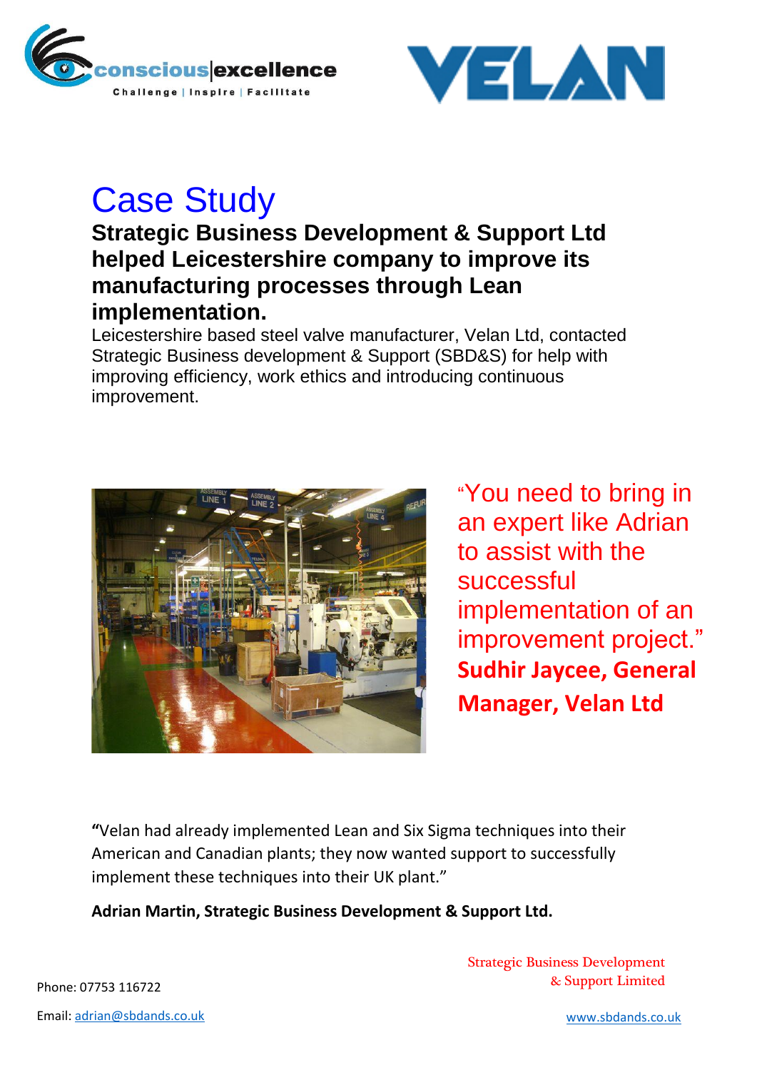# Case Study

## Strategic Business Development & Support Ltd helped Leicestershire company to improve its manufacturing processes through Lean implementation.

Leicestershire based steel valve manufacturer, Velan Ltd, contacted Strategic Business development & Support (SBD&S) for help with improving efficiency, work ethics and introducing continuous improvement.

"You need to bring in an expert like Adrian to assist with the successful implementation of an improvement project."

**Sudhir Jaycee, General Manager, Velan Ltd**

**"**Velan had already implemented Lean and Six Sigma techniques into their American and Canadian plants; they now wanted support to successfully implement these techniques into their UK plant."

**Adrian Martin, Strategic Business Development & Support Ltd.**

Phone: 07753 116722

Email: adrian@sbdands.co.uk

Strategic Business Development & Support Limited

www.sbdands.co.uk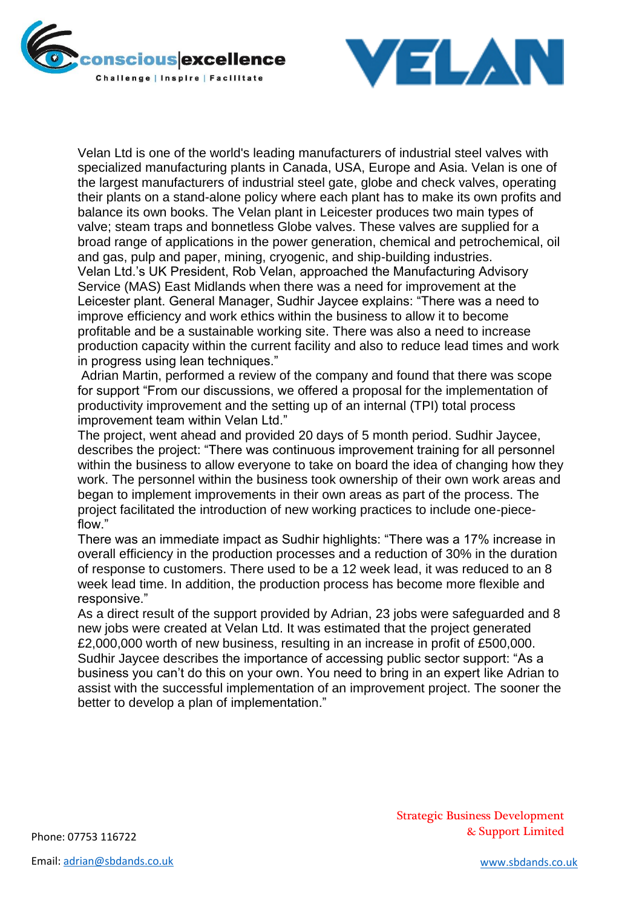Velan Ltd is one of the world's leading manufacturers of industrial steel valves with specialized manufacturing plants in Canada, USA, Europe and Asia. Velan is one of the largest manufacturers of industrial steel gate, globe and check valves, operating their plants on a stand-alone policy where each plant has to make its own profits and balance its own books. The Velan plant in Leicester produces two main types of valve; steam traps and bonnetless Globe valves. These valves are supplied for a broad range of applications in the power generation, chemical and petrochemical, oil and gas, pulp and paper, mining, cryogenic, and ship-building industries.

Velan Ltd.'s UK President, Rob Velan, approached the Manufacturing Advisory Service (MAS) East Midlands when there was a need for improvement at the Leicester plant. General Manager, Sudhir Jaycee explains: "There was a need to improve efficiency and work ethics within the business to allow it to become profitable and be a sustainable working site. There was also a need to increase production capacity within the current facility and also to reduce lead times and work in progress using lean techniques."

Adrian Martin, performed a review of the company and found that there was scope for support "From our discussions, we offered a proposal for the implementation of productivity improvement and the setting up of an internal (TPI) total process improvement team within Velan Ltd."

The project, went ahead and provided 20 days of 5 month period. Sudhir Jaycee, describes the project: "There was continuous improvement training for all personnel within the business to allow everyone to take on board the idea of changing how they work. The personnel within the business took ownership of their own work areas and began to implement improvements in their own areas as part of the process. The project facilitated the introduction of new working practices to include one-piece-flow."

There was an immediate impact as Sudhir highlights: "There was a 17% increase in overall efficiency in the production processes and a reduction of 30% in the duration of response to customers. There used to be a 12 week lead, it was reduced to an 8 week lead time. In addition, the production process has become more flexible and responsive."

As a direct result of the support provided by Adrian, 23 jobs were safeguarded and 8 new jobs were created at Velan Ltd. It was estimated that the project generated £2,000,000 worth of new business, resulting in an increase in profit of £500,000.

Sudhir Jaycee describes the importance of accessing public sector support: "As a business you can't do this on your own. You need to bring in an expert like Adrian to assist with the successful implementation of an improvement project. The sooner the better to develop a plan of implementation."